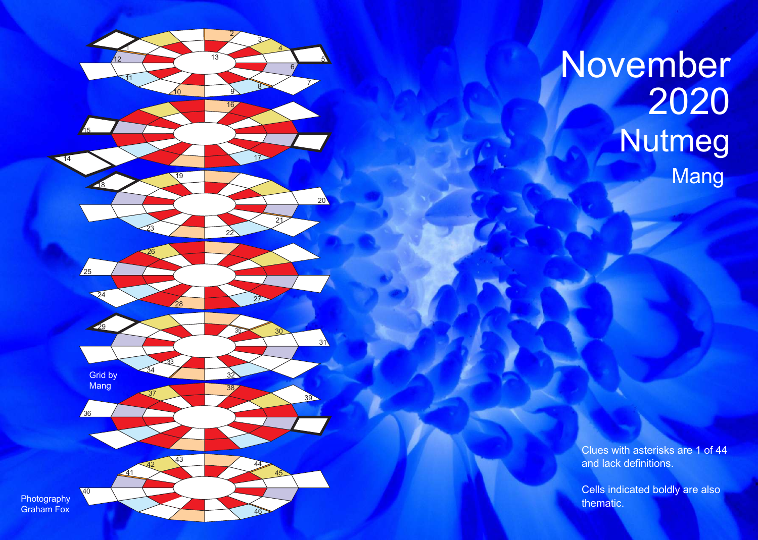# November 2020

## Nutmeg

Mang

Grid by Mang

Photography Graham Fox

Clues with asterisks are 1 of 44 and lack definitions.

Cells indicated boldly are also thematic.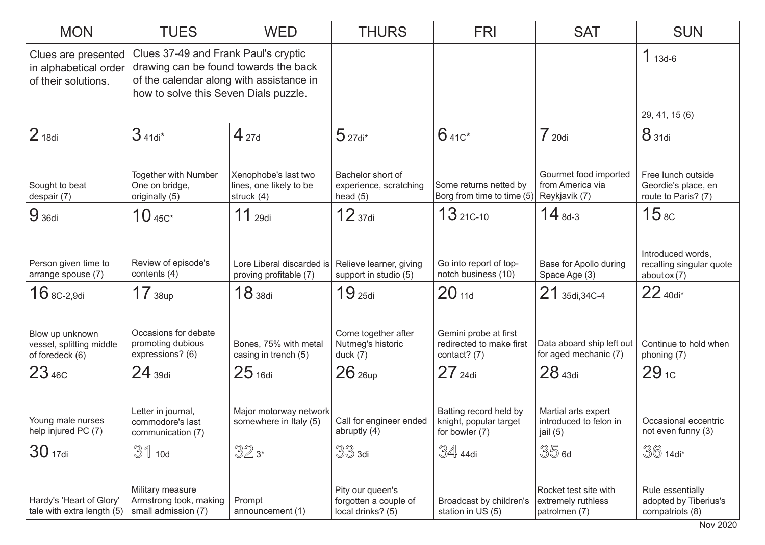| MON | TUES | WED | THURS | FRI | SAT | SUN |
|---|---|---|---|---|---|---|
| Clues are presented in alphabetical order of their solutions. | Clues 37-49 and Frank Paul's cryptic drawing can be found towards the back of the calendar along with assistance in how to solve this Seven Dials puzzle. | | | | | 1 13d-6<br><br>29, 41, 15 (6) |
| 2 18di<br><br>Sought to beat despair (7) | 3 41di*<br><br>Together with Number One on bridge, originally (5) | 4 27d<br><br>Xenophobe's last two lines, one likely to be struck (4) | 5 27di*<br><br>Bachelor short of experience, scratching head (5) | 6 41C*<br><br>Some returns netted by Borg from time to time (5) | 7 20di<br><br>Gourmet food imported from America via Reykjavik (7) | 8 31di<br><br>Free lunch outside Geordie's place, en route to Paris? (7) |
| 9 36di<br><br>Person given time to arrange spouse (7) | 10 45C*<br><br>Review of episode's contents (4) | 11 29di<br><br>Lore Liberal discarded is proving profitable (7) | 12 37di<br><br>Relieve learner, giving support in studio (5) | 13 21C-10<br><br>Go into report of top-notch business (10) | 14 8d-3<br><br>Base for Apollo during Space Age (3) | 15 8C<br><br>Introduced words, recalling singular quote about ox (7) |
| 16 8C-2,9di<br><br>Blow up unknown vessel, splitting middle of foredeck (6) | 17 38up<br><br>Occasions for debate promoting dubious expressions? (6) | 18 38di<br><br>Bones, 75% with metal casing in trench (5) | 19 25di<br><br>Come together after Nutmeg's historic duck (7) | 20 11d<br><br>Gemini probe at first redirected to make first contact? (7) | 21 35di,34C-4<br><br>Data aboard ship left out for aged mechanic (7) | 22 40di*<br><br>Continue to hold when phoning (7) |
| 23 46C<br><br>Young male nurses help injured PC (7) | 24 39di<br><br>Letter in journal, commodore's last communication (7) | 25 16di<br><br>Major motorway network somewhere in Italy (5) | 26 26up<br><br>Call for engineer ended abruptly (4) | 27 24di<br><br>Batting record held by knight, popular target for bowler (7) | 28 43di<br><br>Martial arts expert introduced to felon in jail (5) | 29 1C<br><br>Occasional eccentric not even funny (3) |
| 30 17di<br><br>Hardy's 'Heart of Glory' tale with extra length (5) | 31 10d<br><br>Military measure Armstrong took, making small admission (7) | 32 3*<br><br>Prompt announcement (1) | 33 3di<br><br>Pity our queen's forgotten a couple of local drinks? (5) | 34 44di<br><br>Broadcast by children's station in US (5) | 35 6d<br><br>Rocket test site with extremely ruthless patrolmen (7) | 36 14di*<br><br>Rule essentially adopted by Tiberius's compatriots (8) |

Nov 2020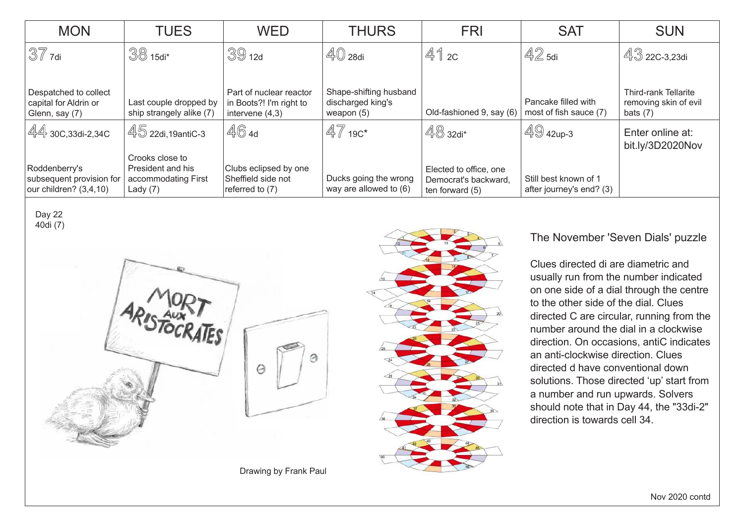| MON | TUES | WED | THURS | FRI | SAT | SUN |
|---|---|---|---|---|---|---|
| 37 7di<br>Despatched to collect capital for Aldrin or Glenn, say (7) | 38 15di*<br>Last couple dropped by ship strangely alike (7) | 39 12d<br>Part of nuclear reactor in Boots?! I'm right to intervene (4,3) | 40 28di<br>Shape-shifting husband discharged king's weapon (5) | 41 2C<br>Old-fashioned 9, say (6) | 42 5di<br>Pancake filled with most of fish sauce (7) | 43 22C-3,23di<br>Third-rank Tellarite removing skin of evil bats (7) |
| 44 30C,33di-2,34C<br>Roddenberry's subsequent provision for our children? (3,4,10) | 45 22di,19antiC-3<br>Crooks close to President and his accommodating First Lady (7) | 46 4d<br>Clubs eclipsed by one Sheffield side not referred to (7) | 47 19C*<br>Ducks going the wrong way are allowed to (6) | 48 32di*<br>Elected to office, one Democrat's backward, ten forward (5) | 49 42up-3<br>Still best known of 1 after journey's end? (3) | Enter online at: bit.ly/3D2020Nov |

Day 22
40di (7)

Drawing by Frank Paul

## The November 'Seven Dials' puzzle

Clues directed di are diametric and usually run from the number indicated on one side of a dial through the centre to the other side of the dial. Clues directed C are circular, running from the number around the dial in a clockwise direction. On occasions, antiC indicates an anti-clockwise direction. Clues directed d have conventional down solutions. Those directed 'up' start from a number and run upwards. Solvers should note that in Day 44, the "33di-2" direction is towards cell 34.

Nov 2020 contd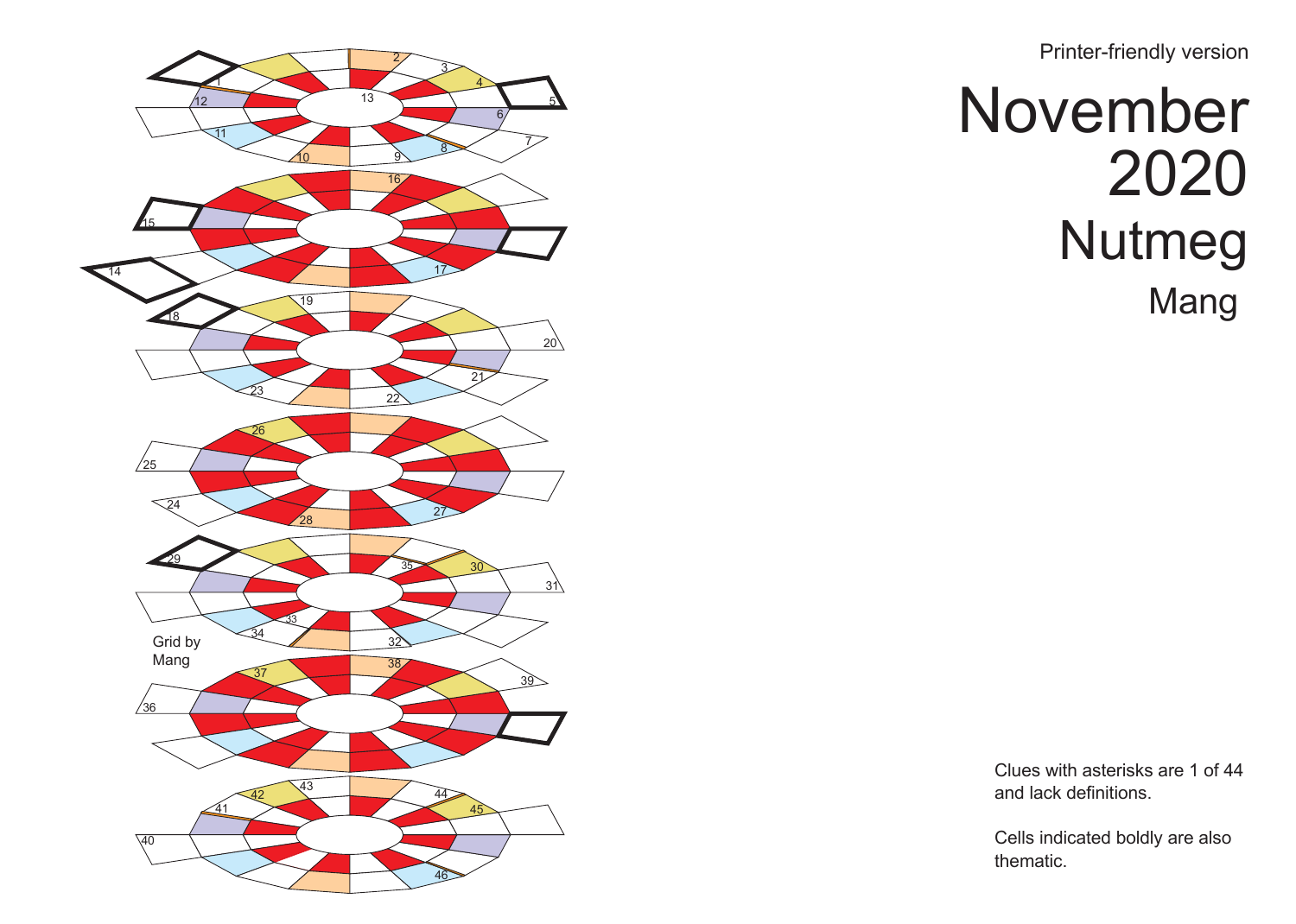Printer-friendly version

# November 2020

# Nutmeg

## Mang

Grid by Mang

Clues with asterisks are 1 of 44 and lack definitions.

Cells indicated boldly are also thematic.